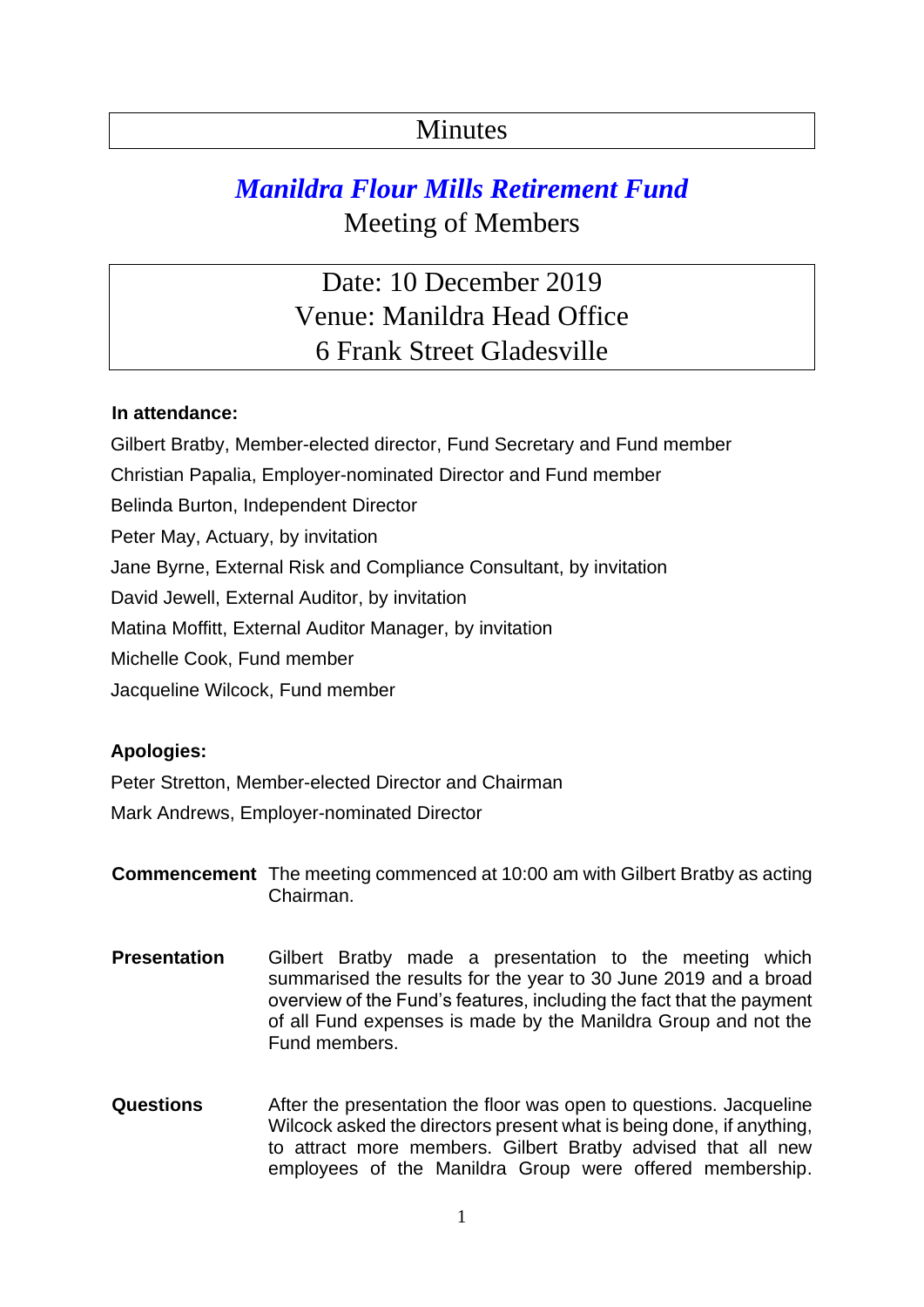# Minutes

## *Manildra Flour Mills Retirement Fund*

## Meeting of Members

**Date: 10 December 2019**
**Venue: Manildra Head Office**
**6 Frank Street Gladesville**

**In attendance:**

Gilbert Bratby, Member-elected director, Fund Secretary and Fund member
Christian Papalia, Employer-nominated Director and Fund member
Belinda Burton, Independent Director
Peter May, Actuary, by invitation
Jane Byrne, External Risk and Compliance Consultant, by invitation
David Jewell, External Auditor, by invitation
Matina Moffitt, External Auditor Manager, by invitation
Michelle Cook, Fund member
Jacqueline Wilcock, Fund member

**Apologies:**

Peter Stretton, Member-elected Director and Chairman
Mark Andrews, Employer-nominated Director

**Commencement** The meeting commenced at 10:00 am with Gilbert Bratby as acting Chairman.

**Presentation** Gilbert Bratby made a presentation to the meeting which summarised the results for the year to 30 June 2019 and a broad overview of the Fund's features, including the fact that the payment of all Fund expenses is made by the Manildra Group and not the Fund members.

**Questions** After the presentation the floor was open to questions. Jacqueline Wilcock asked the directors present what is being done, if anything, to attract more members. Gilbert Bratby advised that all new employees of the Manildra Group were offered membership.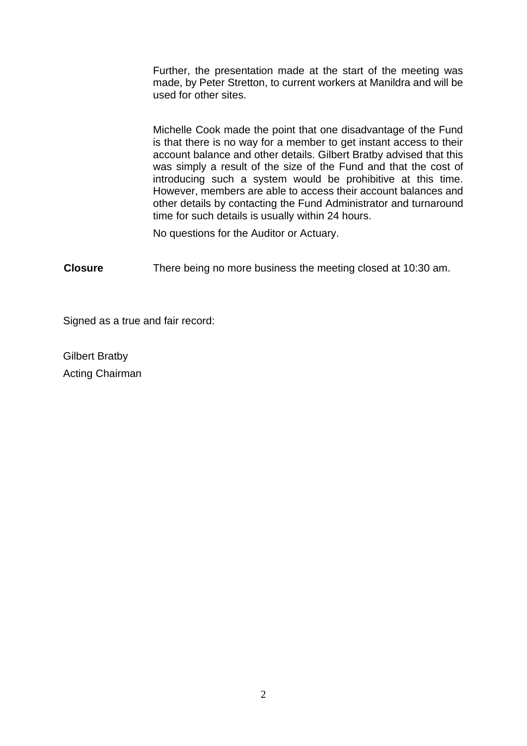Further, the presentation made at the start of the meeting was made, by Peter Stretton, to current workers at Manildra and will be used for other sites.

Michelle Cook made the point that one disadvantage of the Fund is that there is no way for a member to get instant access to their account balance and other details. Gilbert Bratby advised that this was simply a result of the size of the Fund and that the cost of introducing such a system would be prohibitive at this time. However, members are able to access their account balances and other details by contacting the Fund Administrator and turnaround time for such details is usually within 24 hours.

No questions for the Auditor or Actuary.

**Closure** There being no more business the meeting closed at 10:30 am.

Signed as a true and fair record:

Gilbert Bratby
Acting Chairman